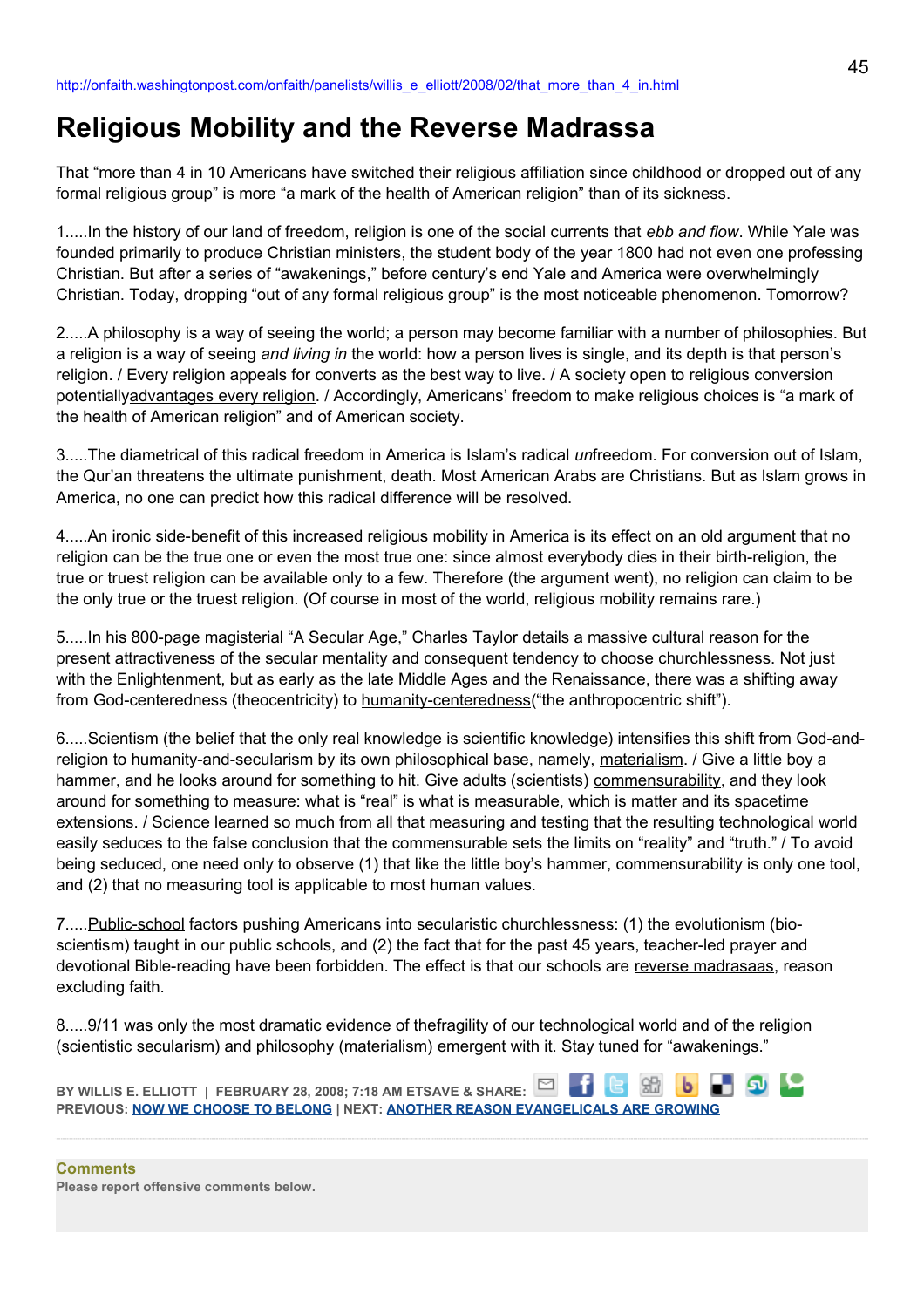http://onfaith.washingtonpost.com/onfaith/panelists/willis_e_elliott/2008/02/that_more_than_4_in.html

# Religious Mobility and the Reverse Madrassa

That "more than 4 in 10 Americans have switched their religious affiliation since childhood or dropped out of any formal religious group" is more "a mark of the health of American religion" than of its sickness.

1.....In the history of our land of freedom, religion is one of the social currents that *ebb and flow*. While Yale was founded primarily to produce Christian ministers, the student body of the year 1800 had not even one professing Christian. But after a series of "awakenings," before century's end Yale and America were overwhelmingly Christian. Today, dropping "out of any formal religious group" is the most noticeable phenomenon. Tomorrow?

2.....A philosophy is a way of seeing the world; a person may become familiar with a number of philosophies. But a religion is a way of seeing *and living in* the world: how a person lives is single, and its depth is that person's religion. / Every religion appeals for converts as the best way to live. / A society open to religious conversion potentiallyadvantages every religion. / Accordingly, Americans' freedom to make religious choices is "a mark of the health of American religion" and of American society.

3.....The diametrical of this radical freedom in America is Islam's radical *un*freedom. For conversion out of Islam, the Qur'an threatens the ultimate punishment, death. Most American Arabs are Christians. But as Islam grows in America, no one can predict how this radical difference will be resolved.

4.....An ironic side-benefit of this increased religious mobility in America is its effect on an old argument that no religion can be the true one or even the most true one: since almost everybody dies in their birth-religion, the true or truest religion can be available only to a few. Therefore (the argument went), no religion can claim to be the only true or the truest religion. (Of course in most of the world, religious mobility remains rare.)

5.....In his 800-page magisterial "A Secular Age," Charles Taylor details a massive cultural reason for the present attractiveness of the secular mentality and consequent tendency to choose churchlessness. Not just with the Enlightenment, but as early as the late Middle Ages and the Renaissance, there was a shifting away from God-centeredness (theocentricity) to humanity-centeredness("the anthropocentric shift").

6.....Scientism (the belief that the only real knowledge is scientific knowledge) intensifies this shift from God-and-religion to humanity-and-secularism by its own philosophical base, namely, materialism. / Give a little boy a hammer, and he looks around for something to hit. Give adults (scientists) commensurability, and they look around for something to measure: what is "real" is what is measurable, which is matter and its spacetime extensions. / Science learned so much from all that measuring and testing that the resulting technological world easily seduces to the false conclusion that the commensurable sets the limits on "reality" and "truth." / To avoid being seduced, one need only to observe (1) that like the little boy's hammer, commensurability is only one tool, and (2) that no measuring tool is applicable to most human values.

7.....Public-school factors pushing Americans into secularistic churchlessness: (1) the evolutionism (bio-scientism) taught in our public schools, and (2) the fact that for the past 45 years, teacher-led prayer and devotional Bible-reading have been forbidden. The effect is that our schools are reverse madrasaas, reason excluding faith.

8.....9/11 was only the most dramatic evidence of thefragility of our technological world and of the religion (scientistic secularism) and philosophy (materialism) emergent with it. Stay tuned for "awakenings."

BY WILLIS E. ELLIOTT | FEBRUARY 28, 2008; 7:18 AM ETSAVE & SHARE:
PREVIOUS: NOW WE CHOOSE TO BELONG | NEXT: ANOTHER REASON EVANGELICALS ARE GROWING

**Comments**
Please report offensive comments below.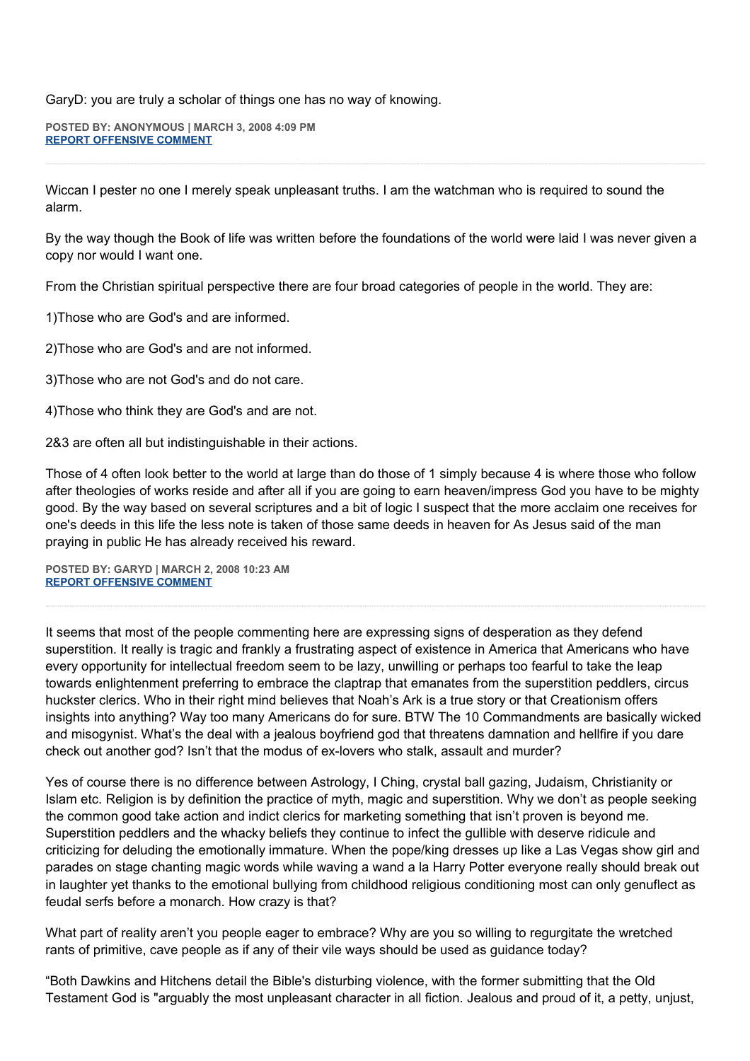GaryD: you are truly a scholar of things one has no way of knowing.

**POSTED BY: ANONYMOUS | MARCH 3, 2008 4:09 PM**
**REPORT OFFENSIVE COMMENT**

---

Wiccan I pester no one I merely speak unpleasant truths. I am the watchman who is required to sound the alarm.

By the way though the Book of life was written before the foundations of the world were laid I was never given a copy nor would I want one.

From the Christian spiritual perspective there are four broad categories of people in the world. They are:

1)Those who are God's and are informed.

2)Those who are God's and are not informed.

3)Those who are not God's and do not care.

4)Those who think they are God's and are not.

2&3 are often all but indistinguishable in their actions.

Those of 4 often look better to the world at large than do those of 1 simply because 4 is where those who follow after theologies of works reside and after all if you are going to earn heaven/impress God you have to be mighty good. By the way based on several scriptures and a bit of logic I suspect that the more acclaim one receives for one's deeds in this life the less note is taken of those same deeds in heaven for As Jesus said of the man praying in public He has already received his reward.

**POSTED BY: GARYD | MARCH 2, 2008 10:23 AM**
**REPORT OFFENSIVE COMMENT**

---

It seems that most of the people commenting here are expressing signs of desperation as they defend superstition. It really is tragic and frankly a frustrating aspect of existence in America that Americans who have every opportunity for intellectual freedom seem to be lazy, unwilling or perhaps too fearful to take the leap towards enlightenment preferring to embrace the claptrap that emanates from the superstition peddlers, circus huckster clerics. Who in their right mind believes that Noah's Ark is a true story or that Creationism offers insights into anything? Way too many Americans do for sure. BTW The 10 Commandments are basically wicked and misogynist. What's the deal with a jealous boyfriend god that threatens damnation and hellfire if you dare check out another god? Isn't that the modus of ex-lovers who stalk, assault and murder?

Yes of course there is no difference between Astrology, I Ching, crystal ball gazing, Judaism, Christianity or Islam etc. Religion is by definition the practice of myth, magic and superstition. Why we don't as people seeking the common good take action and indict clerics for marketing something that isn't proven is beyond me. Superstition peddlers and the whacky beliefs they continue to infect the gullible with deserve ridicule and criticizing for deluding the emotionally immature. When the pope/king dresses up like a Las Vegas show girl and parades on stage chanting magic words while waving a wand a la Harry Potter everyone really should break out in laughter yet thanks to the emotional bullying from childhood religious conditioning most can only genuflect as feudal serfs before a monarch. How crazy is that?

What part of reality aren't you people eager to embrace? Why are you so willing to regurgitate the wretched rants of primitive, cave people as if any of their vile ways should be used as guidance today?

"Both Dawkins and Hitchens detail the Bible's disturbing violence, with the former submitting that the Old Testament God is "arguably the most unpleasant character in all fiction. Jealous and proud of it, a petty, unjust,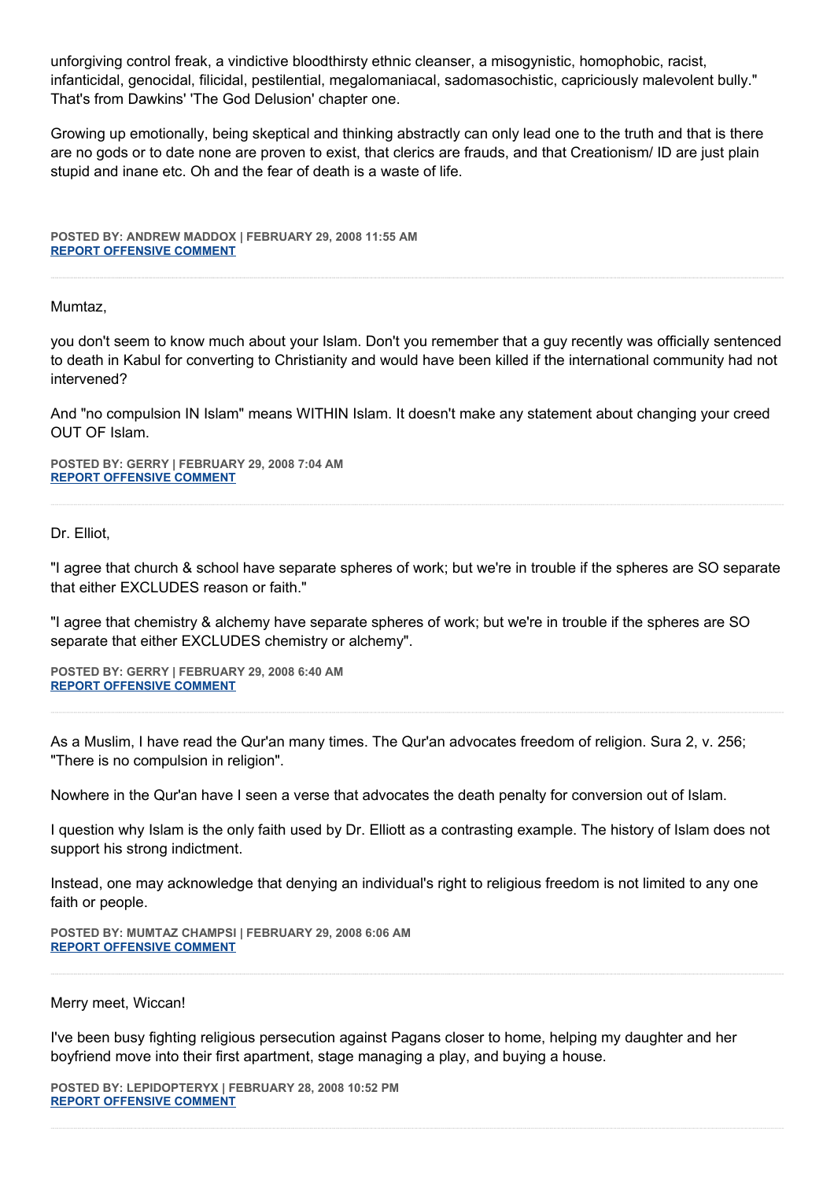unforgiving control freak, a vindictive bloodthirsty ethnic cleanser, a misogynistic, homophobic, racist, infanticidal, genocidal, filicidal, pestilential, megalomaniacal, sadomasochistic, capriciously malevolent bully." That's from Dawkins' 'The God Delusion' chapter one.

Growing up emotionally, being skeptical and thinking abstractly can only lead one to the truth and that is there are no gods or to date none are proven to exist, that clerics are frauds, and that Creationism/ ID are just plain stupid and inane etc. Oh and the fear of death is a waste of life.

**POSTED BY: ANDREW MADDOX | FEBRUARY 29, 2008 11:55 AM**
**REPORT OFFENSIVE COMMENT**

---

Mumtaz,

you don't seem to know much about your Islam. Don't you remember that a guy recently was officially sentenced to death in Kabul for converting to Christianity and would have been killed if the international community had not intervened?

And "no compulsion IN Islam" means WITHIN Islam. It doesn't make any statement about changing your creed OUT OF Islam.

**POSTED BY: GERRY | FEBRUARY 29, 2008 7:04 AM**
**REPORT OFFENSIVE COMMENT**

---

Dr. Elliot,

"I agree that church & school have separate spheres of work; but we're in trouble if the spheres are SO separate that either EXCLUDES reason or faith."

"I agree that chemistry & alchemy have separate spheres of work; but we're in trouble if the spheres are SO separate that either EXCLUDES chemistry or alchemy".

**POSTED BY: GERRY | FEBRUARY 29, 2008 6:40 AM**
**REPORT OFFENSIVE COMMENT**

---

As a Muslim, I have read the Qur'an many times. The Qur'an advocates freedom of religion. Sura 2, v. 256; "There is no compulsion in religion".

Nowhere in the Qur'an have I seen a verse that advocates the death penalty for conversion out of Islam.

I question why Islam is the only faith used by Dr. Elliott as a contrasting example. The history of Islam does not support his strong indictment.

Instead, one may acknowledge that denying an individual's right to religious freedom is not limited to any one faith or people.

**POSTED BY: MUMTAZ CHAMPSI | FEBRUARY 29, 2008 6:06 AM**
**REPORT OFFENSIVE COMMENT**

---

Merry meet, Wiccan!

I've been busy fighting religious persecution against Pagans closer to home, helping my daughter and her boyfriend move into their first apartment, stage managing a play, and buying a house.

**POSTED BY: LEPIDOPTERYX | FEBRUARY 28, 2008 10:52 PM**
**REPORT OFFENSIVE COMMENT**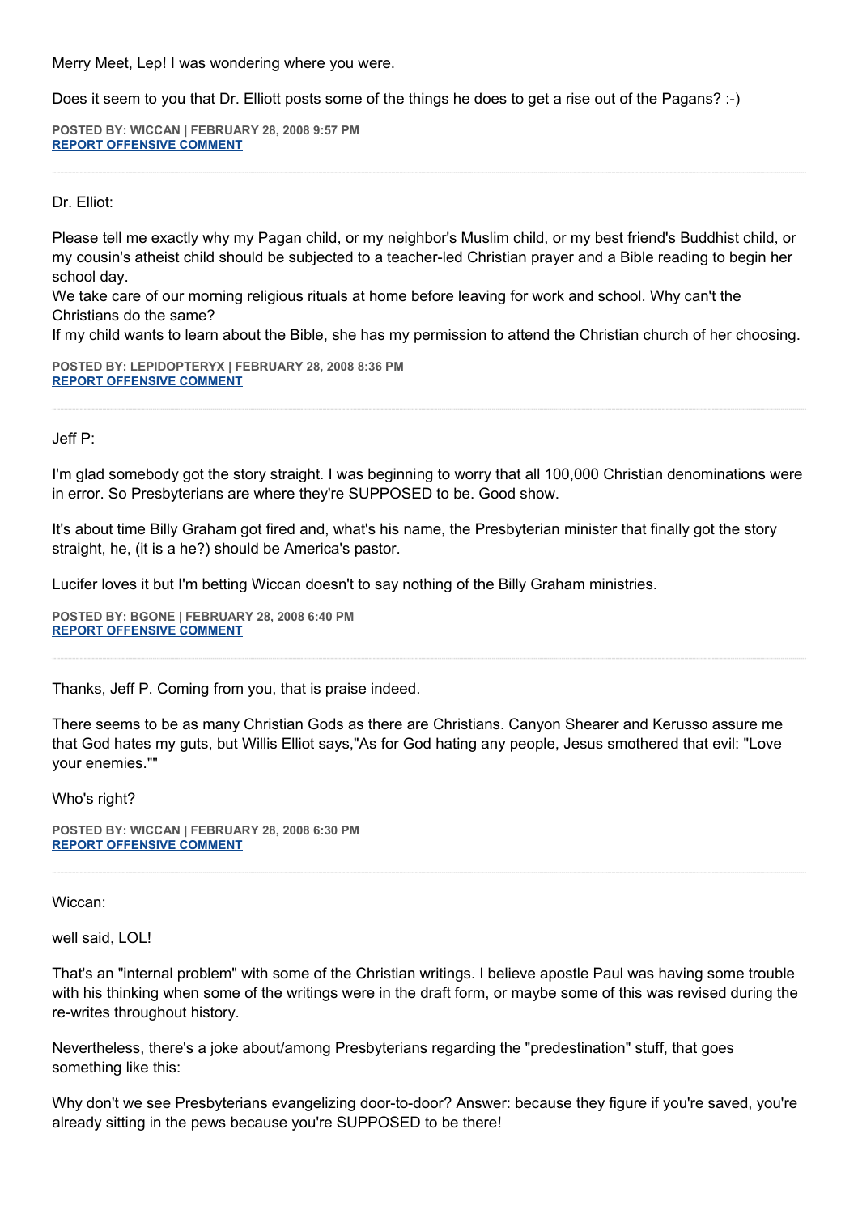Merry Meet, Lep! I was wondering where you were.

Does it seem to you that Dr. Elliott posts some of the things he does to get a rise out of the Pagans? :-)

**POSTED BY: WICCAN | FEBRUARY 28, 2008 9:57 PM**
**REPORT OFFENSIVE COMMENT**

---

Dr. Elliot:

Please tell me exactly why my Pagan child, or my neighbor's Muslim child, or my best friend's Buddhist child, or my cousin's atheist child should be subjected to a teacher-led Christian prayer and a Bible reading to begin her school day.
We take care of our morning religious rituals at home before leaving for work and school. Why can't the Christians do the same?
If my child wants to learn about the Bible, she has my permission to attend the Christian church of her choosing.

**POSTED BY: LEPIDOPTERYX | FEBRUARY 28, 2008 8:36 PM**
**REPORT OFFENSIVE COMMENT**

---

Jeff P:

I'm glad somebody got the story straight. I was beginning to worry that all 100,000 Christian denominations were in error. So Presbyterians are where they're SUPPOSED to be. Good show.

It's about time Billy Graham got fired and, what's his name, the Presbyterian minister that finally got the story straight, he, (it is a he?) should be America's pastor.

Lucifer loves it but I'm betting Wiccan doesn't to say nothing of the Billy Graham ministries.

**POSTED BY: BGONE | FEBRUARY 28, 2008 6:40 PM**
**REPORT OFFENSIVE COMMENT**

---

Thanks, Jeff P. Coming from you, that is praise indeed.

There seems to be as many Christian Gods as there are Christians. Canyon Shearer and Kerusso assure me that God hates my guts, but Willis Elliot says,"As for God hating any people, Jesus smothered that evil: "Love your enemies.""

Who's right?

**POSTED BY: WICCAN | FEBRUARY 28, 2008 6:30 PM**
**REPORT OFFENSIVE COMMENT**

---

Wiccan:

well said, LOL!

That's an "internal problem" with some of the Christian writings. I believe apostle Paul was having some trouble with his thinking when some of the writings were in the draft form, or maybe some of this was revised during the re-writes throughout history.

Nevertheless, there's a joke about/among Presbyterians regarding the "predestination" stuff, that goes something like this:

Why don't we see Presbyterians evangelizing door-to-door? Answer: because they figure if you're saved, you're already sitting in the pews because you're SUPPOSED to be there!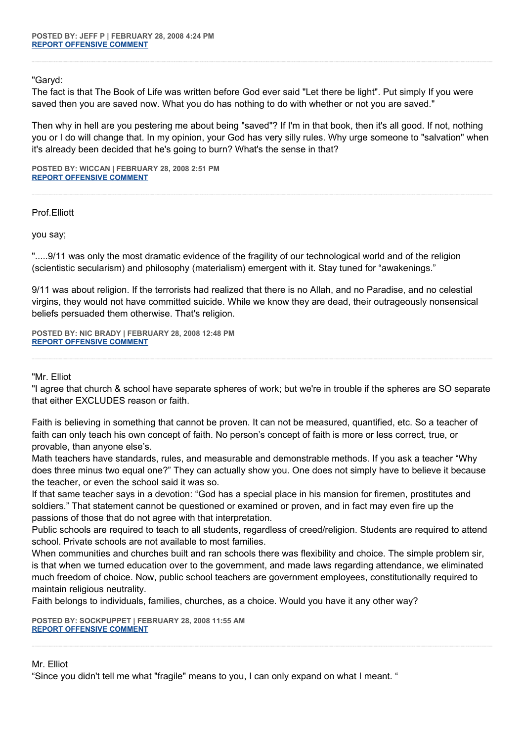**POSTED BY: JEFF P | FEBRUARY 28, 2008 4:24 PM**
**REPORT OFFENSIVE COMMENT**

---

"Garyd:
The fact is that The Book of Life was written before God ever said "Let there be light". Put simply If you were saved then you are saved now. What you do has nothing to do with whether or not you are saved."

Then why in hell are you pestering me about being "saved"? If I'm in that book, then it's all good. If not, nothing you or I do will change that. In my opinion, your God has very silly rules. Why urge someone to "salvation" when it's already been decided that he's going to burn? What's the sense in that?

**POSTED BY: WICCAN | FEBRUARY 28, 2008 2:51 PM**
**REPORT OFFENSIVE COMMENT**

---

Prof.Elliott

you say;

".....9/11 was only the most dramatic evidence of the fragility of our technological world and of the religion (scientistic secularism) and philosophy (materialism) emergent with it. Stay tuned for "awakenings."

9/11 was about religion. If the terrorists had realized that there is no Allah, and no Paradise, and no celestial virgins, they would not have committed suicide. While we know they are dead, their outrageously nonsensical beliefs persuaded them otherwise. That's religion.

**POSTED BY: NIC BRADY | FEBRUARY 28, 2008 12:48 PM**
**REPORT OFFENSIVE COMMENT**

---

"Mr. Elliot
"I agree that church & school have separate spheres of work; but we're in trouble if the spheres are SO separate that either EXCLUDES reason or faith.

Faith is believing in something that cannot be proven. It can not be measured, quantified, etc. So a teacher of faith can only teach his own concept of faith. No person's concept of faith is more or less correct, true, or provable, than anyone else's.
Math teachers have standards, rules, and measurable and demonstrable methods. If you ask a teacher "Why does three minus two equal one?" They can actually show you. One does not simply have to believe it because the teacher, or even the school said it was so.
If that same teacher says in a devotion: "God has a special place in his mansion for firemen, prostitutes and soldiers." That statement cannot be questioned or examined or proven, and in fact may even fire up the passions of those that do not agree with that interpretation.
Public schools are required to teach to all students, regardless of creed/religion. Students are required to attend school. Private schools are not available to most families.
When communities and churches built and ran schools there was flexibility and choice. The simple problem sir, is that when we turned education over to the government, and made laws regarding attendance, we eliminated much freedom of choice. Now, public school teachers are government employees, constitutionally required to maintain religious neutrality.
Faith belongs to individuals, families, churches, as a choice. Would you have it any other way?

**POSTED BY: SOCKPUPPET | FEBRUARY 28, 2008 11:55 AM**
**REPORT OFFENSIVE COMMENT**

---

Mr. Elliot
"Since you didn't tell me what "fragile" means to you, I can only expand on what I meant. "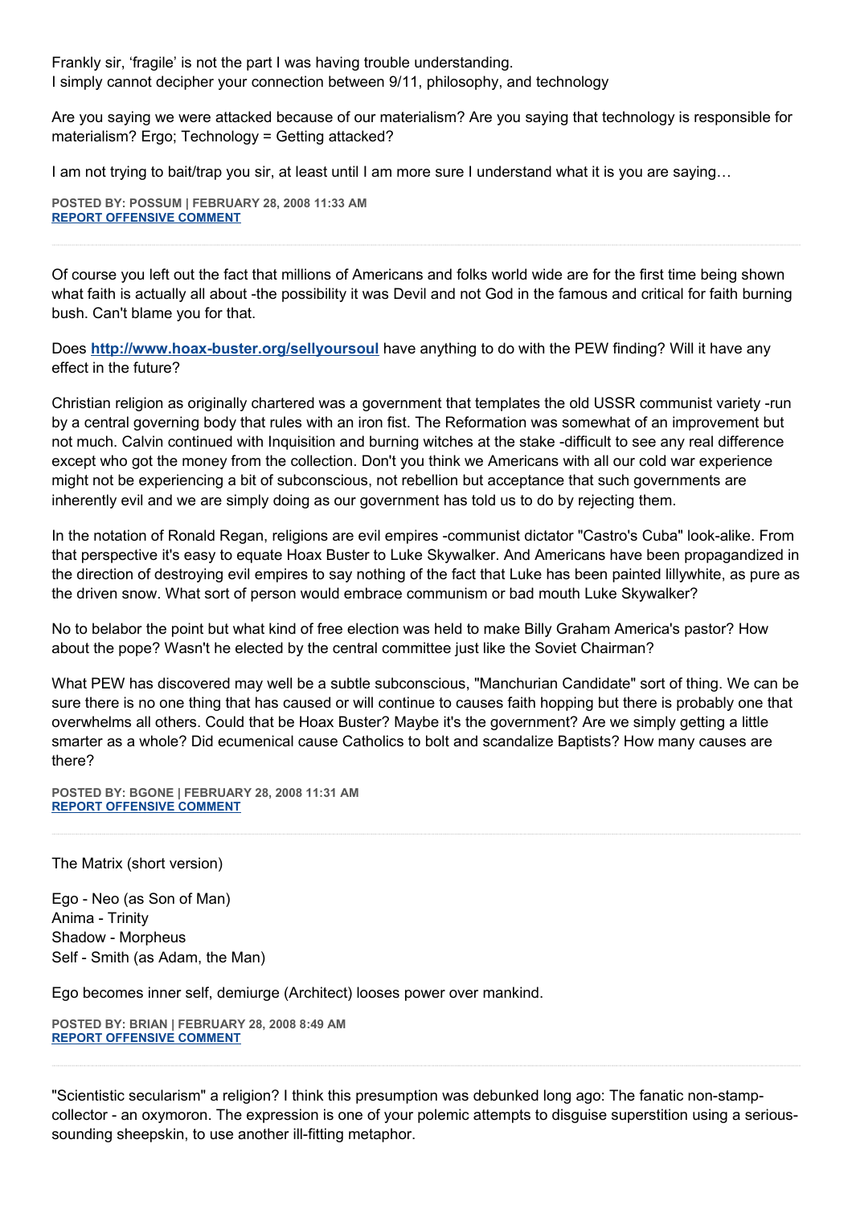Frankly sir, 'fragile' is not the part I was having trouble understanding.
I simply cannot decipher your connection between 9/11, philosophy, and technology

Are you saying we were attacked because of our materialism? Are you saying that technology is responsible for materialism? Ergo; Technology = Getting attacked?

I am not trying to bait/trap you sir, at least until I am more sure I understand what it is you are saying…

**POSTED BY: POSSUM | FEBRUARY 28, 2008 11:33 AM**
**REPORT OFFENSIVE COMMENT**

---

Of course you left out the fact that millions of Americans and folks world wide are for the first time being shown what faith is actually all about -the possibility it was Devil and not God in the famous and critical for faith burning bush. Can't blame you for that.

Does **http://www.hoax-buster.org/sellyoursoul** have anything to do with the PEW finding? Will it have any effect in the future?

Christian religion as originally chartered was a government that templates the old USSR communist variety -run by a central governing body that rules with an iron fist. The Reformation was somewhat of an improvement but not much. Calvin continued with Inquisition and burning witches at the stake -difficult to see any real difference except who got the money from the collection. Don't you think we Americans with all our cold war experience might not be experiencing a bit of subconscious, not rebellion but acceptance that such governments are inherently evil and we are simply doing as our government has told us to do by rejecting them.

In the notation of Ronald Regan, religions are evil empires -communist dictator "Castro's Cuba" look-alike. From that perspective it's easy to equate Hoax Buster to Luke Skywalker. And Americans have been propagandized in the direction of destroying evil empires to say nothing of the fact that Luke has been painted lillywhite, as pure as the driven snow. What sort of person would embrace communism or bad mouth Luke Skywalker?

No to belabor the point but what kind of free election was held to make Billy Graham America's pastor? How about the pope? Wasn't he elected by the central committee just like the Soviet Chairman?

What PEW has discovered may well be a subtle subconscious, "Manchurian Candidate" sort of thing. We can be sure there is no one thing that has caused or will continue to causes faith hopping but there is probably one that overwhelms all others. Could that be Hoax Buster? Maybe it's the government? Are we simply getting a little smarter as a whole? Did ecumenical cause Catholics to bolt and scandalize Baptists? How many causes are there?

**POSTED BY: BGONE | FEBRUARY 28, 2008 11:31 AM**
**REPORT OFFENSIVE COMMENT**

---

The Matrix (short version)

Ego - Neo (as Son of Man)
Anima - Trinity
Shadow - Morpheus
Self - Smith (as Adam, the Man)

Ego becomes inner self, demiurge (Architect) looses power over mankind.

**POSTED BY: BRIAN | FEBRUARY 28, 2008 8:49 AM**
**REPORT OFFENSIVE COMMENT**

---

"Scientistic secularism" a religion? I think this presumption was debunked long ago: The fanatic non-stamp-collector - an oxymoron. The expression is one of your polemic attempts to disguise superstition using a serious-sounding sheepskin, to use another ill-fitting metaphor.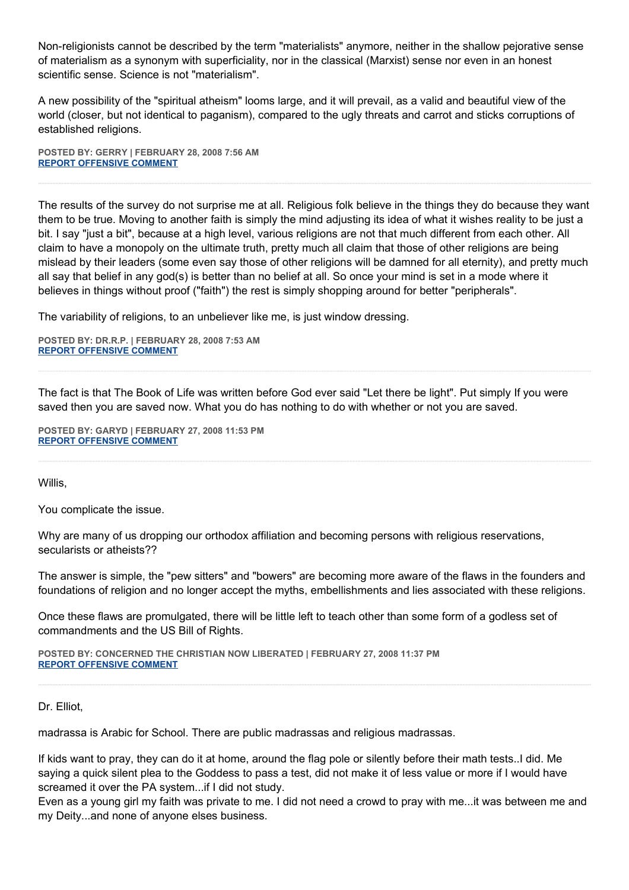Non-religionists cannot be described by the term "materialists" anymore, neither in the shallow pejorative sense of materialism as a synonym with superficiality, nor in the classical (Marxist) sense nor even in an honest scientific sense. Science is not "materialism".

A new possibility of the "spiritual atheism" looms large, and it will prevail, as a valid and beautiful view of the world (closer, but not identical to paganism), compared to the ugly threats and carrot and sticks corruptions of established religions.

**POSTED BY: GERRY | FEBRUARY 28, 2008 7:56 AM**
**REPORT OFFENSIVE COMMENT**

---

The results of the survey do not surprise me at all. Religious folk believe in the things they do because they want them to be true. Moving to another faith is simply the mind adjusting its idea of what it wishes reality to be just a bit. I say "just a bit", because at a high level, various religions are not that much different from each other. All claim to have a monopoly on the ultimate truth, pretty much all claim that those of other religions are being mislead by their leaders (some even say those of other religions will be damned for all eternity), and pretty much all say that belief in any god(s) is better than no belief at all. So once your mind is set in a mode where it believes in things without proof ("faith") the rest is simply shopping around for better "peripherals".

The variability of religions, to an unbeliever like me, is just window dressing.

**POSTED BY: DR.R.P. | FEBRUARY 28, 2008 7:53 AM**
**REPORT OFFENSIVE COMMENT**

---

The fact is that The Book of Life was written before God ever said "Let there be light". Put simply If you were saved then you are saved now. What you do has nothing to do with whether or not you are saved.

**POSTED BY: GARYD | FEBRUARY 27, 2008 11:53 PM**
**REPORT OFFENSIVE COMMENT**

---

Willis,

You complicate the issue.

Why are many of us dropping our orthodox affiliation and becoming persons with religious reservations, secularists or atheists??

The answer is simple, the "pew sitters" and "bowers" are becoming more aware of the flaws in the founders and foundations of religion and no longer accept the myths, embellishments and lies associated with these religions.

Once these flaws are promulgated, there will be little left to teach other than some form of a godless set of commandments and the US Bill of Rights.

**POSTED BY: CONCERNED THE CHRISTIAN NOW LIBERATED | FEBRUARY 27, 2008 11:37 PM**
**REPORT OFFENSIVE COMMENT**

---

Dr. Elliot,

madrassa is Arabic for School. There are public madrassas and religious madrassas.

If kids want to pray, they can do it at home, around the flag pole or silently before their math tests..I did. Me saying a quick silent plea to the Goddess to pass a test, did not make it of less value or more if I would have screamed it over the PA system...if I did not study.
Even as a young girl my faith was private to me. I did not need a crowd to pray with me...it was between me and my Deity...and none of anyone elses business.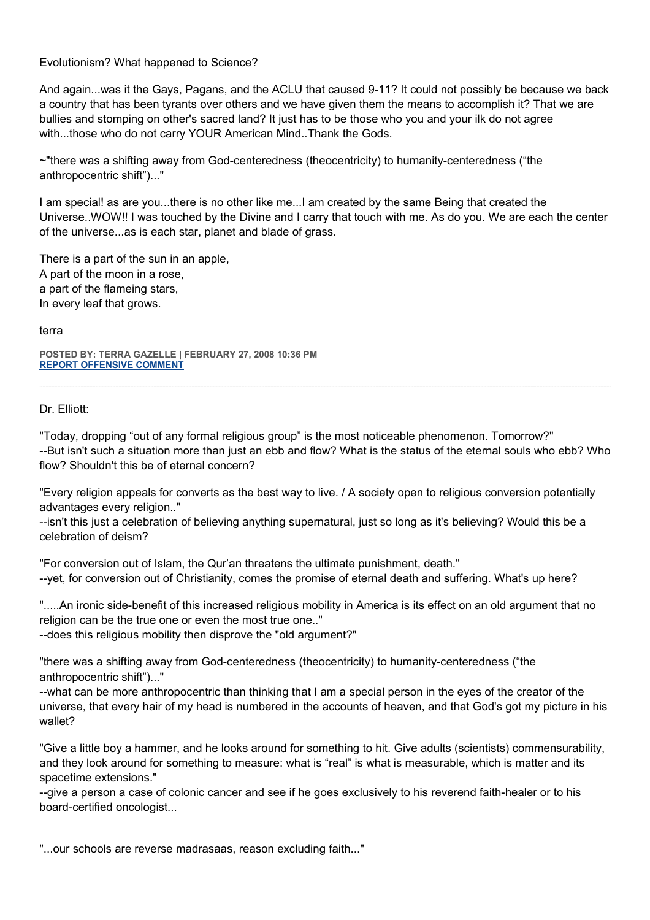Evolutionism? What happened to Science?

And again...was it the Gays, Pagans, and the ACLU that caused 9-11? It could not possibly be because we back a country that has been tyrants over others and we have given them the means to accomplish it? That we are bullies and stomping on other's sacred land? It just has to be those who you and your ilk do not agree with...those who do not carry YOUR American Mind..Thank the Gods.

~"there was a shifting away from God-centeredness (theocentricity) to humanity-centeredness ("the anthropocentric shift")..."

I am special! as are you...there is no other like me...I am created by the same Being that created the Universe..WOW!! I was touched by the Divine and I carry that touch with me. As do you. We are each the center of the universe...as is each star, planet and blade of grass.

There is a part of the sun in an apple,
A part of the moon in a rose,
a part of the flameing stars,
In every leaf that grows.

terra

**POSTED BY: TERRA GAZELLE | FEBRUARY 27, 2008 10:36 PM**
**REPORT OFFENSIVE COMMENT**

---

Dr. Elliott:

"Today, dropping "out of any formal religious group" is the most noticeable phenomenon. Tomorrow?"
--But isn't such a situation more than just an ebb and flow? What is the status of the eternal souls who ebb? Who flow? Shouldn't this be of eternal concern?

"Every religion appeals for converts as the best way to live. / A society open to religious conversion potentially advantages every religion.."
--isn't this just a celebration of believing anything supernatural, just so long as it's believing? Would this be a celebration of deism?

"For conversion out of Islam, the Qur'an threatens the ultimate punishment, death."
--yet, for conversion out of Christianity, comes the promise of eternal death and suffering. What's up here?

".....An ironic side-benefit of this increased religious mobility in America is its effect on an old argument that no religion can be the true one or even the most true one.."
--does this religious mobility then disprove the "old argument?"

"there was a shifting away from God-centeredness (theocentricity) to humanity-centeredness ("the anthropocentric shift")..."
--what can be more anthropocentric than thinking that I am a special person in the eyes of the creator of the universe, that every hair of my head is numbered in the accounts of heaven, and that God's got my picture in his wallet?

"Give a little boy a hammer, and he looks around for something to hit. Give adults (scientists) commensurability, and they look around for something to measure: what is "real" is what is measurable, which is matter and its spacetime extensions."
--give a person a case of colonic cancer and see if he goes exclusively to his reverend faith-healer or to his board-certified oncologist...

"...our schools are reverse madrasaas, reason excluding faith..."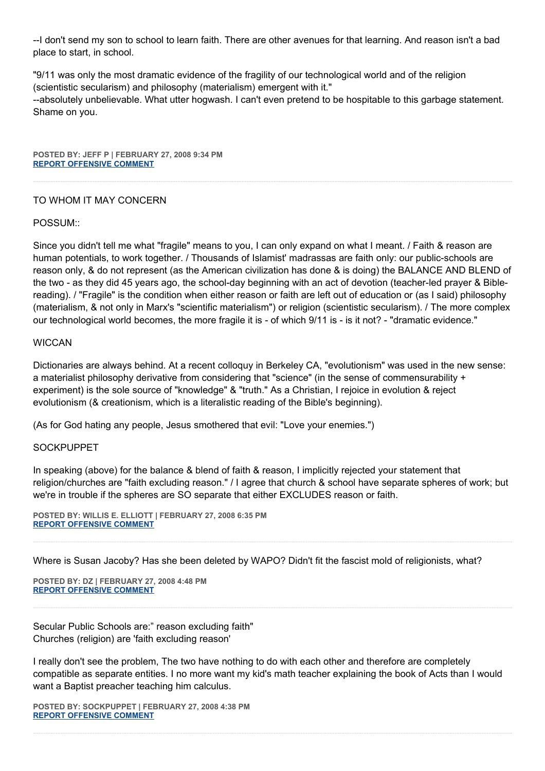--I don't send my son to school to learn faith. There are other avenues for that learning. And reason isn't a bad place to start, in school.

"9/11 was only the most dramatic evidence of the fragility of our technological world and of the religion (scientistic secularism) and philosophy (materialism) emergent with it."
--absolutely unbelievable. What utter hogwash. I can't even pretend to be hospitable to this garbage statement. Shame on you.

**POSTED BY: JEFF P | FEBRUARY 27, 2008 9:34 PM**
**REPORT OFFENSIVE COMMENT**

---

TO WHOM IT MAY CONCERN

POSSUM::

Since you didn't tell me what "fragile" means to you, I can only expand on what I meant. / Faith & reason are human potentials, to work together. / Thousands of Islamist' madrassas are faith only: our public-schools are reason only, & do not represent (as the American civilization has done & is doing) the BALANCE AND BLEND of the two - as they did 45 years ago, the school-day beginning with an act of devotion (teacher-led prayer & Bible-reading). / "Fragile" is the condition when either reason or faith are left out of education or (as I said) philosophy (materialism, & not only in Marx's "scientific materialism") or religion (scientistic secularism). / The more complex our technological world becomes, the more fragile it is - of which 9/11 is - is it not? - "dramatic evidence."

WICCAN

Dictionaries are always behind. At a recent colloquy in Berkeley CA, "evolutionism" was used in the new sense: a materialist philosophy derivative from considering that "science" (in the sense of commensurability + experiment) is the sole source of "knowledge" & "truth." As a Christian, I rejoice in evolution & reject evolutionism (& creationism, which is a literalistic reading of the Bible's beginning).

(As for God hating any people, Jesus smothered that evil: "Love your enemies.")

SOCKPUPPET

In speaking (above) for the balance & blend of faith & reason, I implicitly rejected your statement that religion/churches are "faith excluding reason." / I agree that church & school have separate spheres of work; but we're in trouble if the spheres are SO separate that either EXCLUDES reason or faith.

**POSTED BY: WILLIS E. ELLIOTT | FEBRUARY 27, 2008 6:35 PM**
**REPORT OFFENSIVE COMMENT**

---

Where is Susan Jacoby? Has she been deleted by WAPO? Didn't fit the fascist mold of religionists, what?

**POSTED BY: DZ | FEBRUARY 27, 2008 4:48 PM**
**REPORT OFFENSIVE COMMENT**

---

Secular Public Schools are:" reason excluding faith"
Churches (religion) are 'faith excluding reason'

I really don't see the problem, The two have nothing to do with each other and therefore are completely compatible as separate entities. I no more want my kid's math teacher explaining the book of Acts than I would want a Baptist preacher teaching him calculus.

**POSTED BY: SOCKPUPPET | FEBRUARY 27, 2008 4:38 PM**
**REPORT OFFENSIVE COMMENT**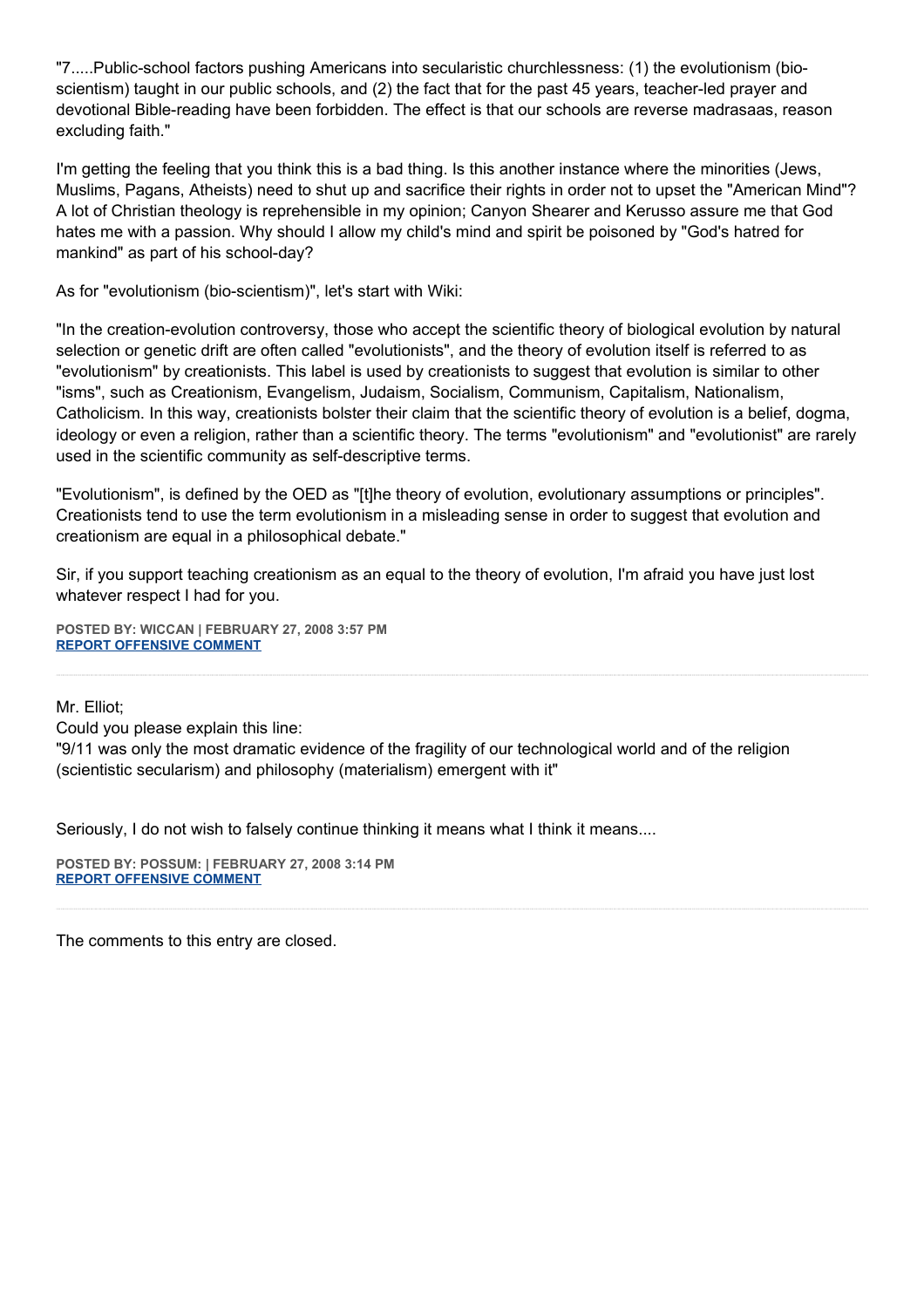"7.....Public-school factors pushing Americans into secularistic churchlessness: (1) the evolutionism (bio-scientism) taught in our public schools, and (2) the fact that for the past 45 years, teacher-led prayer and devotional Bible-reading have been forbidden. The effect is that our schools are reverse madrasaas, reason excluding faith."

I'm getting the feeling that you think this is a bad thing. Is this another instance where the minorities (Jews, Muslims, Pagans, Atheists) need to shut up and sacrifice their rights in order not to upset the "American Mind"? A lot of Christian theology is reprehensible in my opinion; Canyon Shearer and Kerusso assure me that God hates me with a passion. Why should I allow my child's mind and spirit be poisoned by "God's hatred for mankind" as part of his school-day?

As for "evolutionism (bio-scientism)", let's start with Wiki:

"In the creation-evolution controversy, those who accept the scientific theory of biological evolution by natural selection or genetic drift are often called "evolutionists", and the theory of evolution itself is referred to as "evolutionism" by creationists. This label is used by creationists to suggest that evolution is similar to other "isms", such as Creationism, Evangelism, Judaism, Socialism, Communism, Capitalism, Nationalism, Catholicism. In this way, creationists bolster their claim that the scientific theory of evolution is a belief, dogma, ideology or even a religion, rather than a scientific theory. The terms "evolutionism" and "evolutionist" are rarely used in the scientific community as self-descriptive terms.

"Evolutionism", is defined by the OED as "[t]he theory of evolution, evolutionary assumptions or principles". Creationists tend to use the term evolutionism in a misleading sense in order to suggest that evolution and creationism are equal in a philosophical debate."

Sir, if you support teaching creationism as an equal to the theory of evolution, I'm afraid you have just lost whatever respect I had for you.

**POSTED BY: WICCAN | FEBRUARY 27, 2008 3:57 PM**
**REPORT OFFENSIVE COMMENT**

---

Mr. Elliot;
Could you please explain this line:
"9/11 was only the most dramatic evidence of the fragility of our technological world and of the religion (scientistic secularism) and philosophy (materialism) emergent with it"

Seriously, I do not wish to falsely continue thinking it means what I think it means....

**POSTED BY: POSSUM: | FEBRUARY 27, 2008 3:14 PM**
**REPORT OFFENSIVE COMMENT**

---

The comments to this entry are closed.